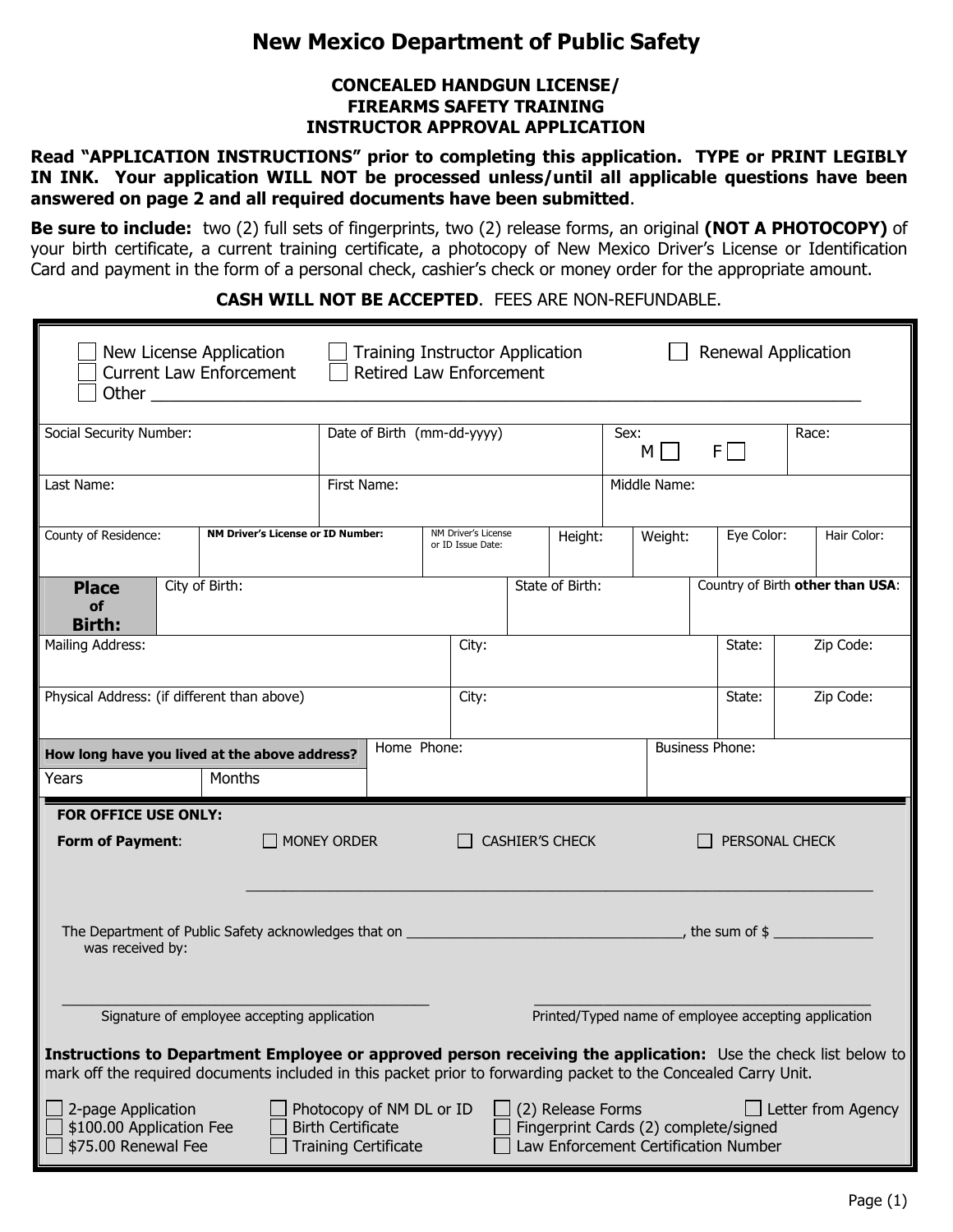# New Mexico Department of Public Safety

**CONCEALED HANDGUN LICENSE/**
**FIREARMS SAFETY TRAINING**
**INSTRUCTOR APPROVAL APPLICATION**

**Read "APPLICATION INSTRUCTIONS" prior to completing this application. TYPE or PRINT LEGIBLY IN INK. Your application WILL NOT be processed unless/until all applicable questions have been answered on page 2 and all required documents have been submitted**.

**Be sure to include:** two (2) full sets of fingerprints, two (2) release forms, an original **(NOT A PHOTOCOPY)** of your birth certificate, a current training certificate, a photocopy of New Mexico Driver's License or Identification Card and payment in the form of a personal check, cashier's check or money order for the appropriate amount.

**CASH WILL NOT BE ACCEPTED**. FEES ARE NON-REFUNDABLE.

☐ New License Application ☐ Training Instructor Application ☐ Renewal Application
☐ Current Law Enforcement ☐ Retired Law Enforcement
☐ Other ______________________________________________

| Social Security Number: | Date of Birth (mm-dd-yyyy) | Sex: M ☐ F ☐ | Race: |
|---|---|---|---|

| Last Name: | First Name: | Middle Name: |
|---|---|---|

| County of Residence: | NM Driver's License or ID Number: | NM Driver's License or ID Issue Date: | Height: | Weight: | Eye Color: | Hair Color: |
|---|---|---|---|---|---|---|

| **Place of Birth:** | City of Birth: | State of Birth: | Country of Birth **other than USA**: |
|---|---|---|---|

| Mailing Address: | City: | State: | Zip Code: |
|---|---|---|---|
| Physical Address: (if different than above) | City: | State: | Zip Code: |

| **How long have you lived at the above address?** | | Home Phone: | Business Phone: |
|---|---|---|---|
| Years | Months | | |

**FOR OFFICE USE ONLY:**

**Form of Payment**: ☐ MONEY ORDER ☐ CASHIER'S CHECK ☐ PERSONAL CHECK

______________________________________________

The Department of Public Safety acknowledges that on ____________________, the sum of $ __________ was received by:

______________________________ Signature of employee accepting application

______________________________ Printed/Typed name of employee accepting application

**Instructions to Department Employee or approved person receiving the application:** Use the check list below to mark off the required documents included in this packet prior to forwarding packet to the Concealed Carry Unit.

| | | | |
|---|---|---|---|
| ☐ 2-page Application | ☐ Photocopy of NM DL or ID | ☐ (2) Release Forms | ☐ Letter from Agency |
| ☐ $100.00 Application Fee | ☐ Birth Certificate | ☐ Fingerprint Cards (2) complete/signed | |
| ☐ $75.00 Renewal Fee | ☐ Training Certificate | ☐ Law Enforcement Certification Number | |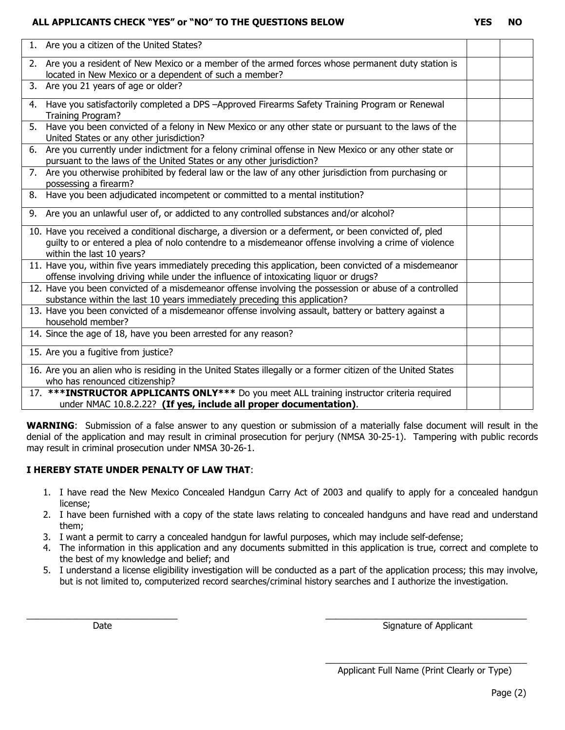**ALL APPLICANTS CHECK "YES" or "NO" TO THE QUESTIONS BELOW**

| | YES | NO |
|---|---|---|
| 1. Are you a citizen of the United States? | | |
| 2. Are you a resident of New Mexico or a member of the armed forces whose permanent duty station is located in New Mexico or a dependent of such a member? | | |
| 3. Are you 21 years of age or older? | | |
| 4. Have you satisfactorily completed a DPS –Approved Firearms Safety Training Program or Renewal Training Program? | | |
| 5. Have you been convicted of a felony in New Mexico or any other state or pursuant to the laws of the United States or any other jurisdiction? | | |
| 6. Are you currently under indictment for a felony criminal offense in New Mexico or any other state or pursuant to the laws of the United States or any other jurisdiction? | | |
| 7. Are you otherwise prohibited by federal law or the law of any other jurisdiction from purchasing or possessing a firearm? | | |
| 8. Have you been adjudicated incompetent or committed to a mental institution? | | |
| 9. Are you an unlawful user of, or addicted to any controlled substances and/or alcohol? | | |
| 10. Have you received a conditional discharge, a diversion or a deferment, or been convicted of, pled guilty to or entered a plea of nolo contendre to a misdemeanor offense involving a crime of violence within the last 10 years? | | |
| 11. Have you, within five years immediately preceding this application, been convicted of a misdemeanor offense involving driving while under the influence of intoxicating liquor or drugs? | | |
| 12. Have you been convicted of a misdemeanor offense involving the possession or abuse of a controlled substance within the last 10 years immediately preceding this application? | | |
| 13. Have you been convicted of a misdemeanor offense involving assault, battery or battery against a household member? | | |
| 14. Since the age of 18, have you been arrested for any reason? | | |
| 15. Are you a fugitive from justice? | | |
| 16. Are you an alien who is residing in the United States illegally or a former citizen of the United States who has renounced citizenship? | | |
| 17. **\*\*\*INSTRUCTOR APPLICANTS ONLY\*\*\*** Do you meet ALL training instructor criteria required under NMAC 10.8.2.22? **(If yes, include all proper documentation)**. | | |

**WARNING**: Submission of a false answer to any question or submission of a materially false document will result in the denial of the application and may result in criminal prosecution for perjury (NMSA 30-25-1). Tampering with public records may result in criminal prosecution under NMSA 30-26-1.

**I HEREBY STATE UNDER PENALTY OF LAW THAT**:

1. I have read the New Mexico Concealed Handgun Carry Act of 2003 and qualify to apply for a concealed handgun license;
2. I have been furnished with a copy of the state laws relating to concealed handguns and have read and understand them;
3. I want a permit to carry a concealed handgun for lawful purposes, which may include self-defense;
4. The information in this application and any documents submitted in this application is true, correct and complete to the best of my knowledge and belief; and
5. I understand a license eligibility investigation will be conducted as a part of the application process; this may involve, but is not limited to, computerized record searches/criminal history searches and I authorize the investigation.

______________________________ Date

______________________________ Signature of Applicant

______________________________ Applicant Full Name (Print Clearly or Type)